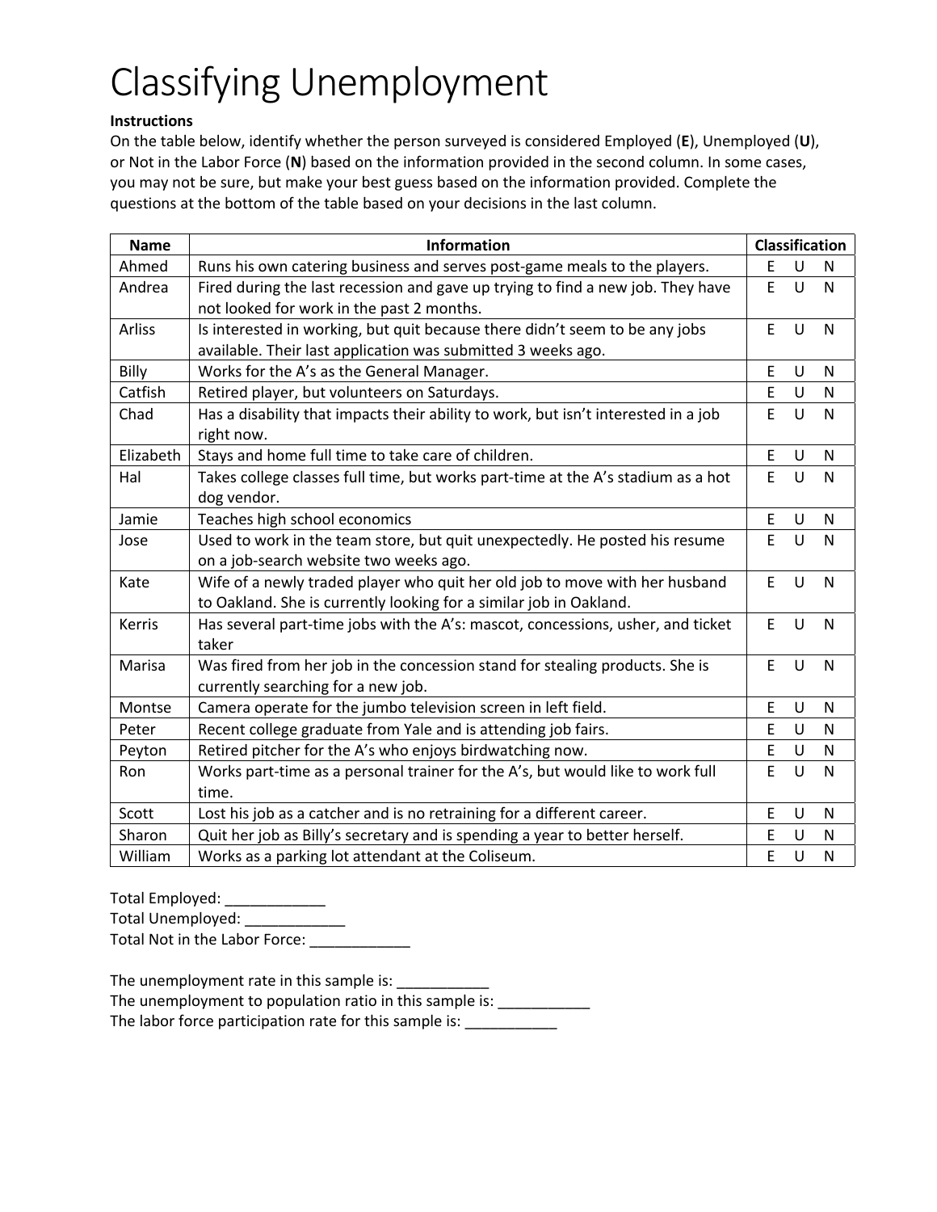# Classifying Unemployment

**Instructions**

On the table below, identify whether the person surveyed is considered Employed (**E**), Unemployed (**U**), or Not in the Labor Force (**N**) based on the information provided in the second column. In some cases, you may not be sure, but make your best guess based on the information provided. Complete the questions at the bottom of the table based on your decisions in the last column.

| Name | Information | Classification |
|---|---|---|
| Ahmed | Runs his own catering business and serves post-game meals to the players. | E U N |
| Andrea | Fired during the last recession and gave up trying to find a new job. They have not looked for work in the past 2 months. | E U N |
| Arliss | Is interested in working, but quit because there didn't seem to be any jobs available. Their last application was submitted 3 weeks ago. | E U N |
| Billy | Works for the A's as the General Manager. | E U N |
| Catfish | Retired player, but volunteers on Saturdays. | E U N |
| Chad | Has a disability that impacts their ability to work, but isn't interested in a job right now. | E U N |
| Elizabeth | Stays and home full time to take care of children. | E U N |
| Hal | Takes college classes full time, but works part-time at the A's stadium as a hot dog vendor. | E U N |
| Jamie | Teaches high school economics | E U N |
| Jose | Used to work in the team store, but quit unexpectedly. He posted his resume on a job-search website two weeks ago. | E U N |
| Kate | Wife of a newly traded player who quit her old job to move with her husband to Oakland. She is currently looking for a similar job in Oakland. | E U N |
| Kerris | Has several part-time jobs with the A's: mascot, concessions, usher, and ticket taker | E U N |
| Marisa | Was fired from her job in the concession stand for stealing products. She is currently searching for a new job. | E U N |
| Montse | Camera operate for the jumbo television screen in left field. | E U N |
| Peter | Recent college graduate from Yale and is attending job fairs. | E U N |
| Peyton | Retired pitcher for the A's who enjoys birdwatching now. | E U N |
| Ron | Works part-time as a personal trainer for the A's, but would like to work full time. | E U N |
| Scott | Lost his job as a catcher and is no retraining for a different career. | E U N |
| Sharon | Quit her job as Billy's secretary and is spending a year to better herself. | E U N |
| William | Works as a parking lot attendant at the Coliseum. | E U N |

Total Employed: ____________

Total Unemployed: ____________

Total Not in the Labor Force: ____________

The unemployment rate in this sample is: ___________

The unemployment to population ratio in this sample is: ___________

The labor force participation rate for this sample is: ___________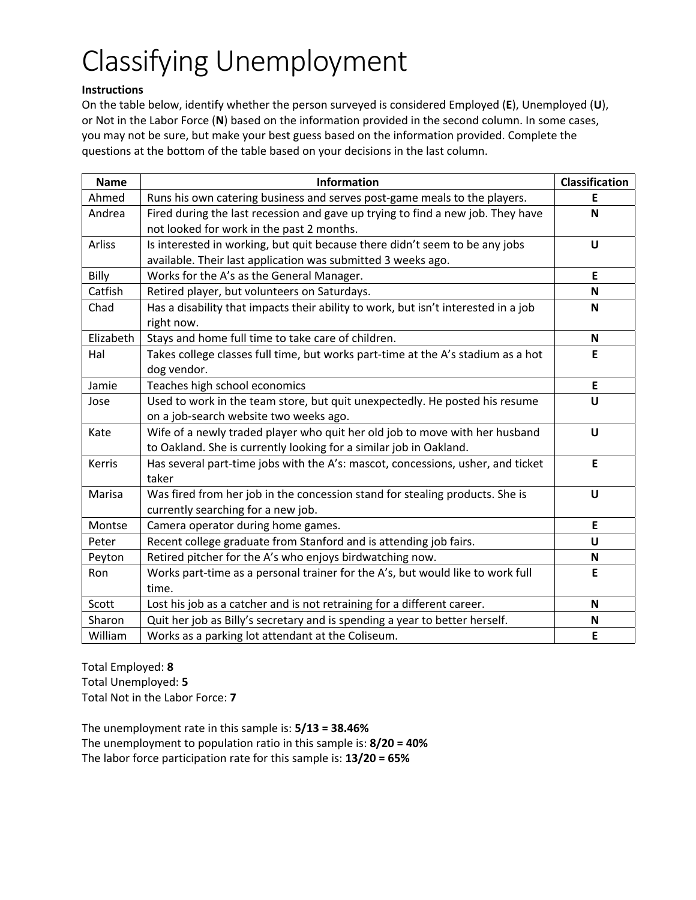# Classifying Unemployment

**Instructions**

On the table below, identify whether the person surveyed is considered Employed (**E**), Unemployed (**U**), or Not in the Labor Force (**N**) based on the information provided in the second column. In some cases, you may not be sure, but make your best guess based on the information provided. Complete the questions at the bottom of the table based on your decisions in the last column.

| Name | Information | Classification |
|---|---|---|
| Ahmed | Runs his own catering business and serves post-game meals to the players. | **E** |
| Andrea | Fired during the last recession and gave up trying to find a new job. They have not looked for work in the past 2 months. | **N** |
| Arliss | Is interested in working, but quit because there didn't seem to be any jobs available. Their last application was submitted 3 weeks ago. | **U** |
| Billy | Works for the A's as the General Manager. | **E** |
| Catfish | Retired player, but volunteers on Saturdays. | **N** |
| Chad | Has a disability that impacts their ability to work, but isn't interested in a job right now. | **N** |
| Elizabeth | Stays and home full time to take care of children. | **N** |
| Hal | Takes college classes full time, but works part-time at the A's stadium as a hot dog vendor. | **E** |
| Jamie | Teaches high school economics | **E** |
| Jose | Used to work in the team store, but quit unexpectedly. He posted his resume on a job-search website two weeks ago. | **U** |
| Kate | Wife of a newly traded player who quit her old job to move with her husband to Oakland. She is currently looking for a similar job in Oakland. | **U** |
| Kerris | Has several part-time jobs with the A's: mascot, concessions, usher, and ticket taker | **E** |
| Marisa | Was fired from her job in the concession stand for stealing products. She is currently searching for a new job. | **U** |
| Montse | Camera operator during home games. | **E** |
| Peter | Recent college graduate from Stanford and is attending job fairs. | **U** |
| Peyton | Retired pitcher for the A's who enjoys birdwatching now. | **N** |
| Ron | Works part-time as a personal trainer for the A's, but would like to work full time. | **E** |
| Scott | Lost his job as a catcher and is not retraining for a different career. | **N** |
| Sharon | Quit her job as Billy's secretary and is spending a year to better herself. | **N** |
| William | Works as a parking lot attendant at the Coliseum. | **E** |

Total Employed: **8**
Total Unemployed: **5**
Total Not in the Labor Force: **7**

The unemployment rate in this sample is: **5/13 = 38.46%**
The unemployment to population ratio in this sample is: **8/20 = 40%**
The labor force participation rate for this sample is: **13/20 = 65%**